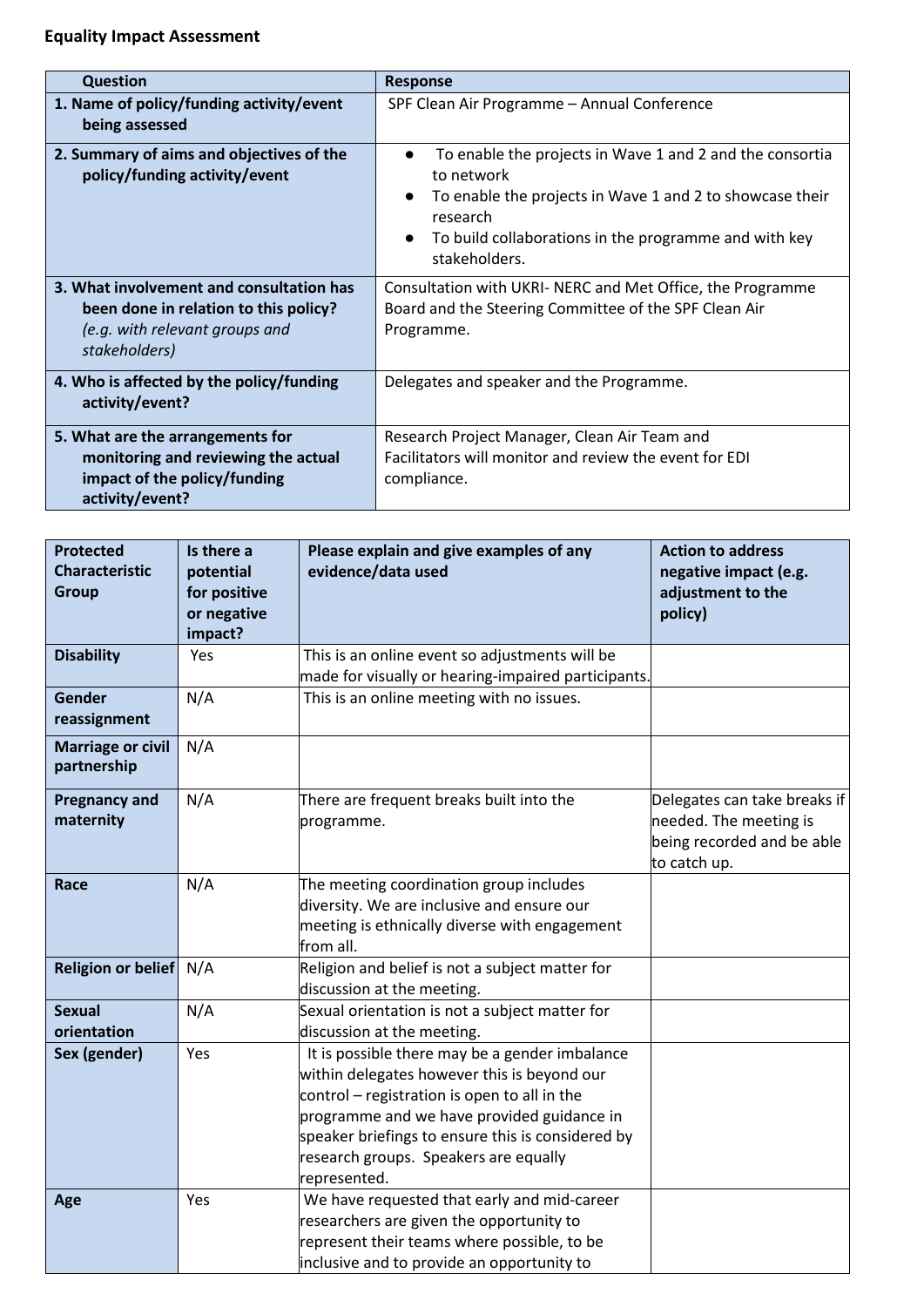**Equality Impact Assessment**

| Question | Response |
|---|---|
| **1. Name of policy/funding activity/event being assessed** | SPF Clean Air Programme – Annual Conference |
| **2. Summary of aims and objectives of the policy/funding activity/event** | ● To enable the projects in Wave 1 and 2 and the consortia to network<br>● To enable the projects in Wave 1 and 2 to showcase their research<br>● To build collaborations in the programme and with key stakeholders. |
| **3. What involvement and consultation has been done in relation to this policy?** *(e.g. with relevant groups and stakeholders)* | Consultation with UKRI- NERC and Met Office, the Programme Board and the Steering Committee of the SPF Clean Air Programme. |
| **4. Who is affected by the policy/funding activity/event?** | Delegates and speaker and the Programme. |
| **5. What are the arrangements for monitoring and reviewing the actual impact of the policy/funding activity/event?** | Research Project Manager, Clean Air Team and Facilitators will monitor and review the event for EDI compliance. |

| Protected Characteristic Group | Is there a potential for positive or negative impact? | Please explain and give examples of any evidence/data used | Action to address negative impact (e.g. adjustment to the policy) |
|---|---|---|---|
| **Disability** | Yes | This is an online event so adjustments will be made for visually or hearing-impaired participants. | |
| **Gender reassignment** | N/A | This is an online meeting with no issues. | |
| **Marriage or civil partnership** | N/A | | |
| **Pregnancy and maternity** | N/A | There are frequent breaks built into the programme. | Delegates can take breaks if needed. The meeting is being recorded and be able to catch up. |
| **Race** | N/A | The meeting coordination group includes diversity. We are inclusive and ensure our meeting is ethnically diverse with engagement from all. | |
| **Religion or belief** | N/A | Religion and belief is not a subject matter for discussion at the meeting. | |
| **Sexual orientation** | N/A | Sexual orientation is not a subject matter for discussion at the meeting. | |
| **Sex (gender)** | Yes | It is possible there may be a gender imbalance within delegates however this is beyond our control – registration is open to all in the programme and we have provided guidance in speaker briefings to ensure this is considered by research groups. Speakers are equally represented. | |
| **Age** | Yes | We have requested that early and mid-career researchers are given the opportunity to represent their teams where possible, to be inclusive and to provide an opportunity to | |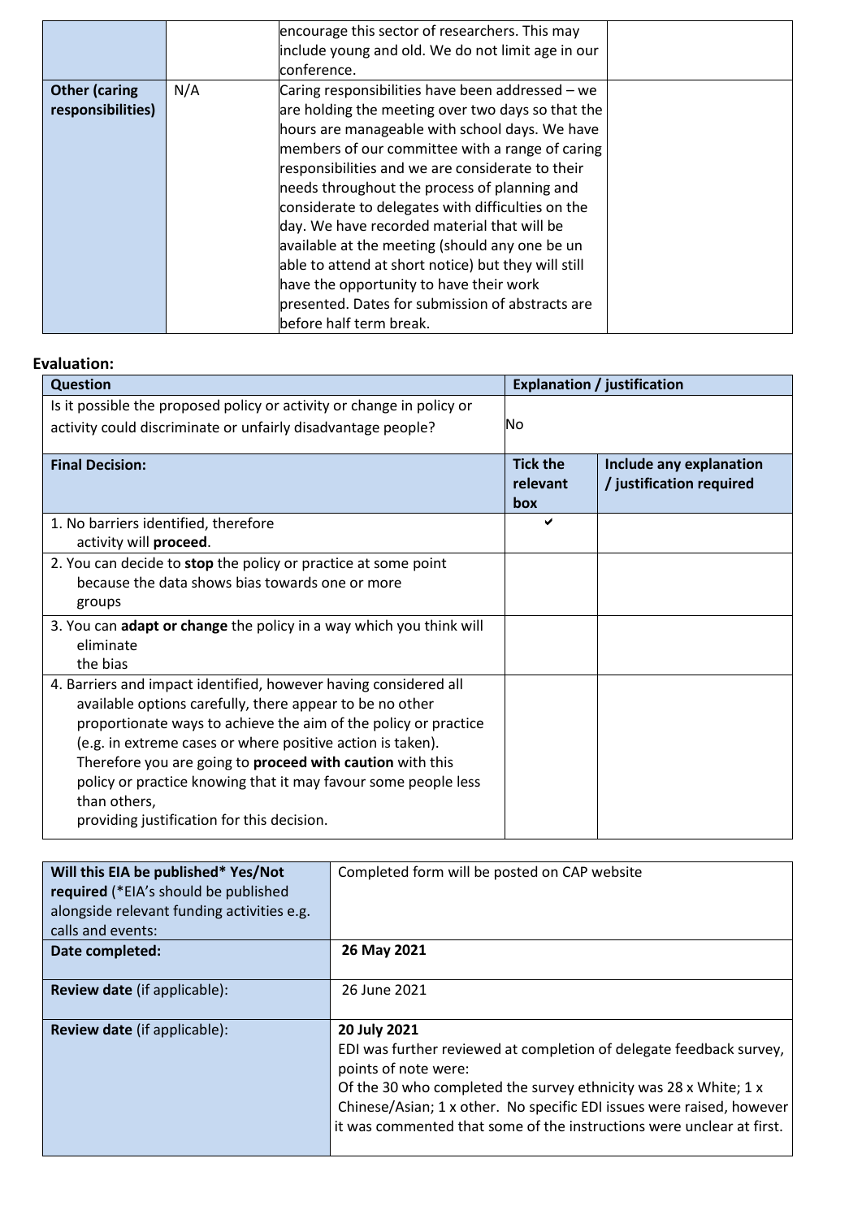|  |  |  |  |
|---|---|---|---|
|  |  | encourage this sector of researchers. This may include young and old. We do not limit age in our conference. |  |
| **Other (caring responsibilities)** | N/A | Caring responsibilities have been addressed – we are holding the meeting over two days so that the hours are manageable with school days. We have members of our committee with a range of caring responsibilities and we are considerate to their needs throughout the process of planning and considerate to delegates with difficulties on the day. We have recorded material that will be available at the meeting (should any one be un able to attend at short notice) but they will still have the opportunity to have their work presented. Dates for submission of abstracts are before half term break. |  |

**Evaluation:**

| Question | Explanation / justification | |
|---|---|---|
| Is it possible the proposed policy or activity or change in policy or activity could discriminate or unfairly disadvantage people? | No | |
| **Final Decision:** | **Tick the relevant box** | **Include any explanation / justification required** |
| 1. No barriers identified, therefore activity will **proceed**. | ✔ | |
| 2. You can decide to **stop** the policy or practice at some point because the data shows bias towards one or more groups | | |
| 3. You can **adapt or change** the policy in a way which you think will eliminate the bias | | |
| 4. Barriers and impact identified, however having considered all available options carefully, there appear to be no other proportionate ways to achieve the aim of the policy or practice (e.g. in extreme cases or where positive action is taken). Therefore you are going to **proceed with caution** with this policy or practice knowing that it may favour some people less than others, providing justification for this decision. | | |

| | |
|---|---|
| **Will this EIA be published\* Yes/Not required** (\*EIA's should be published alongside relevant funding activities e.g. calls and events: | Completed form will be posted on CAP website |
| **Date completed:** | **26 May 2021** |
| **Review date** (if applicable): | 26 June 2021 |
| **Review date** (if applicable): | **20 July 2021**<br>EDI was further reviewed at completion of delegate feedback survey, points of note were:<br>Of the 30 who completed the survey ethnicity was 28 x White; 1 x Chinese/Asian; 1 x other. No specific EDI issues were raised, however it was commented that some of the instructions were unclear at first. |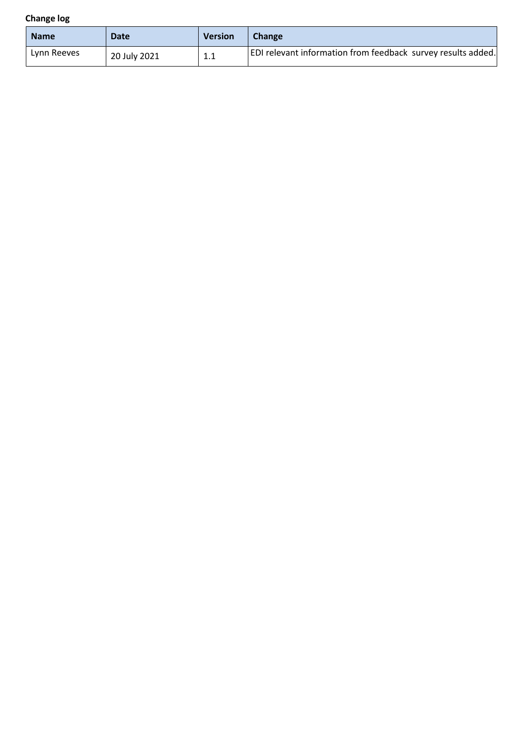**Change log**

| Name | Date | Version | Change |
|---|---|---|---|
| Lynn Reeves | 20 July 2021 | 1.1 | EDI relevant information from feedback survey results added. |